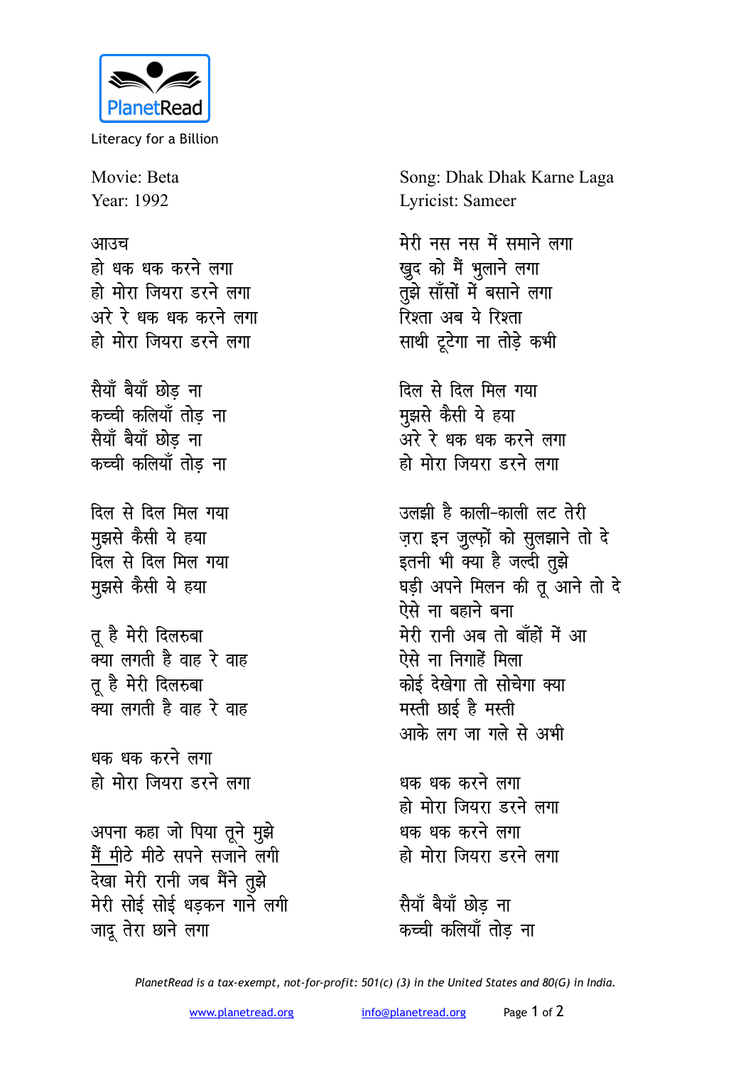PlanetRead

Literacy for a Billion

Movie: Beta
Year: 1992

Song: Dhak Dhak Karne Laga
Lyricist: Sameer

आउच
हो धक धक करने लगा
हो मोरा जियरा डरने लगा
अरे रे धक धक करने लगा
हो मोरा जियरा डरने लगा

सैयाँ बैयाँ छोड़ ना
कच्ची कलियाँ तोड़ ना
सैयाँ बैयाँ छोड़ ना
कच्ची कलियाँ तोड़ ना

दिल से दिल मिल गया
मुझसे कैसी ये हया
दिल से दिल मिल गया
मुझसे कैसी ये हया

तू है मेरी दिलरुबा
क्या लगती है वाह रे वाह
तू है मेरी दिलरुबा
क्या लगती है वाह रे वाह

धक धक करने लगा
हो मोरा जियरा डरने लगा

अपना कहा जो पिया तूने मुझे
मैं मीठे मीठे सपने सजाने लगी
देखा मेरी रानी जब मैंने तुझे
मेरी सोई सोई धड़कन गाने लगी
जादू तेरा छाने लगा
मेरी नस नस में समाने लगा
खुद को मैं भुलाने लगा
तुझे साँसों में बसाने लगा
रिश्ता अब ये रिश्ता
साथी टूटेगा ना तोड़े कभी

दिल से दिल मिल गया
मुझसे कैसी ये हया
अरे रे धक धक करने लगा
हो मोरा जियरा डरने लगा

उलझी है काली-काली लट तेरी
ज़रा इन ज़ुल्फ़ों को सुलझाने तो दे
इतनी भी क्या है जल्दी तुझे
घड़ी अपने मिलन की तू आने तो दे
ऐसे ना बहाने बना
मेरी रानी अब तो बाँहों में आ
ऐसे ना निगाहें मिला
कोई देखेगा तो सोचेगा क्या
मस्ती छाई है मस्ती
आके लग जा गले से अभी

धक धक करने लगा
हो मोरा जियरा डरने लगा
धक धक करने लगा
हो मोरा जियरा डरने लगा

सैयाँ बैयाँ छोड़ ना
कच्ची कलियाँ तोड़ ना

*PlanetRead is a tax-exempt, not-for-profit: 501(c) (3) in the United States and 80(G) in India.*

www.planetread.org info@planetread.org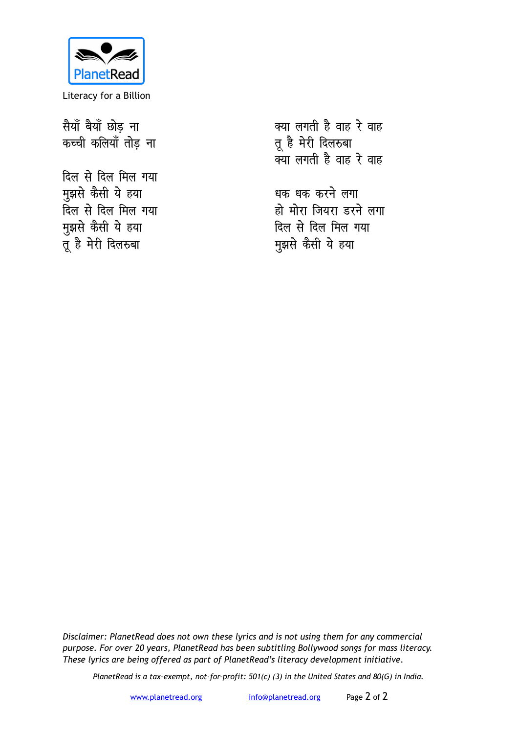Literacy for a Billion

सैयाँ बैयाँ छोड़ ना
कच्ची कलियाँ तोड़ ना

दिल से दिल मिल गया
मुझसे कैसी ये हया
दिल से दिल मिल गया
मुझसे कैसी ये हया
तू है मेरी दिलरुबा

क्या लगती है वाह रे वाह
तू है मेरी दिलरुबा
क्या लगती है वाह रे वाह

धक धक करने लगा
हो मोरा जियरा डरने लगा
दिल से दिल मिल गया
मुझसे कैसी ये हया

*Disclaimer: PlanetRead does not own these lyrics and is not using them for any commercial purpose. For over 20 years, PlanetRead has been subtitling Bollywood songs for mass literacy. These lyrics are being offered as part of PlanetRead's literacy development initiative.*

*PlanetRead is a tax-exempt, not-for-profit: 501(c) (3) in the United States and 80(G) in India.*

www.planetread.org    info@planetread.org